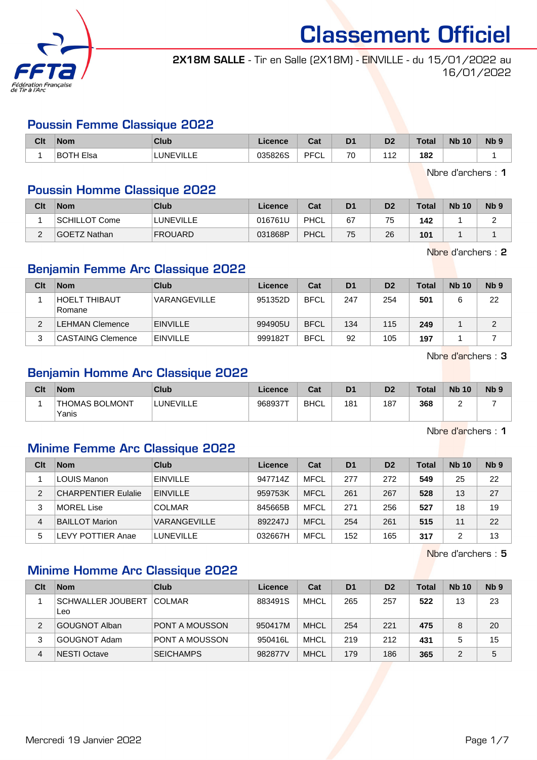# Classement Officiel

**2X18M SALLE** - Tir en Salle (2X18M) - EINVILLE - du 15/01/2022 au 16/01/2022

## Poussin Femme Classique 2022

| Clt | Nom | Club | Licence | Cat | D1 | D2 | Total | Nb 10 | Nb 9 |
|---|---|---|---|---|---|---|---|---|---|
| 1 | BOTH Elsa | LUNEVILLE | 035826S | PFCL | 70 | 112 | **182** | | 1 |

Nbre d'archers : **1**

## Poussin Homme Classique 2022

| Clt | Nom | Club | Licence | Cat | D1 | D2 | Total | Nb 10 | Nb 9 |
|---|---|---|---|---|---|---|---|---|---|
| 1 | SCHILLOT Come | LUNEVILLE | 016761U | PHCL | 67 | 75 | **142** | 1 | 2 |
| 2 | GOETZ Nathan | FROUARD | 031868P | PHCL | 75 | 26 | **101** | 1 | 1 |

Nbre d'archers : **2**

## Benjamin Femme Arc Classique 2022

| Clt | Nom | Club | Licence | Cat | D1 | D2 | Total | Nb 10 | Nb 9 |
|---|---|---|---|---|---|---|---|---|---|
| 1 | HOELT THIBAUT Romane | VARANGEVILLE | 951352D | BFCL | 247 | 254 | **501** | 6 | 22 |
| 2 | LEHMAN Clemence | EINVILLE | 994905U | BFCL | 134 | 115 | **249** | 1 | 2 |
| 3 | CASTAING Clemence | EINVILLE | 999182T | BFCL | 92 | 105 | **197** | 1 | 7 |

Nbre d'archers : **3**

## Benjamin Homme Arc Classique 2022

| Clt | Nom | Club | Licence | Cat | D1 | D2 | Total | Nb 10 | Nb 9 |
|---|---|---|---|---|---|---|---|---|---|
| 1 | THOMAS BOLMONT Yanis | LUNEVILLE | 968937T | BHCL | 181 | 187 | **368** | 2 | 7 |

Nbre d'archers : **1**

## Minime Femme Arc Classique 2022

| Clt | Nom | Club | Licence | Cat | D1 | D2 | Total | Nb 10 | Nb 9 |
|---|---|---|---|---|---|---|---|---|---|
| 1 | LOUIS Manon | EINVILLE | 947714Z | MFCL | 277 | 272 | **549** | 25 | 22 |
| 2 | CHARPENTIER Eulalie | EINVILLE | 959753K | MFCL | 261 | 267 | **528** | 13 | 27 |
| 3 | MOREL Lise | COLMAR | 845665B | MFCL | 271 | 256 | **527** | 18 | 19 |
| 4 | BAILLOT Marion | VARANGEVILLE | 892247J | MFCL | 254 | 261 | **515** | 11 | 22 |
| 5 | LEVY POTTIER Anae | LUNEVILLE | 032667H | MFCL | 152 | 165 | **317** | 2 | 13 |

Nbre d'archers : **5**

## Minime Homme Arc Classique 2022

| Clt | Nom | Club | Licence | Cat | D1 | D2 | Total | Nb 10 | Nb 9 |
|---|---|---|---|---|---|---|---|---|---|
| 1 | SCHWALLER JOUBERT Leo | COLMAR | 883491S | MHCL | 265 | 257 | **522** | 13 | 23 |
| 2 | GOUGNOT Alban | PONT A MOUSSON | 950417M | MHCL | 254 | 221 | **475** | 8 | 20 |
| 3 | GOUGNOT Adam | PONT A MOUSSON | 950416L | MHCL | 219 | 212 | **431** | 5 | 15 |
| 4 | NESTI Octave | SEICHAMPS | 982877V | MHCL | 179 | 186 | **365** | 2 | 5 |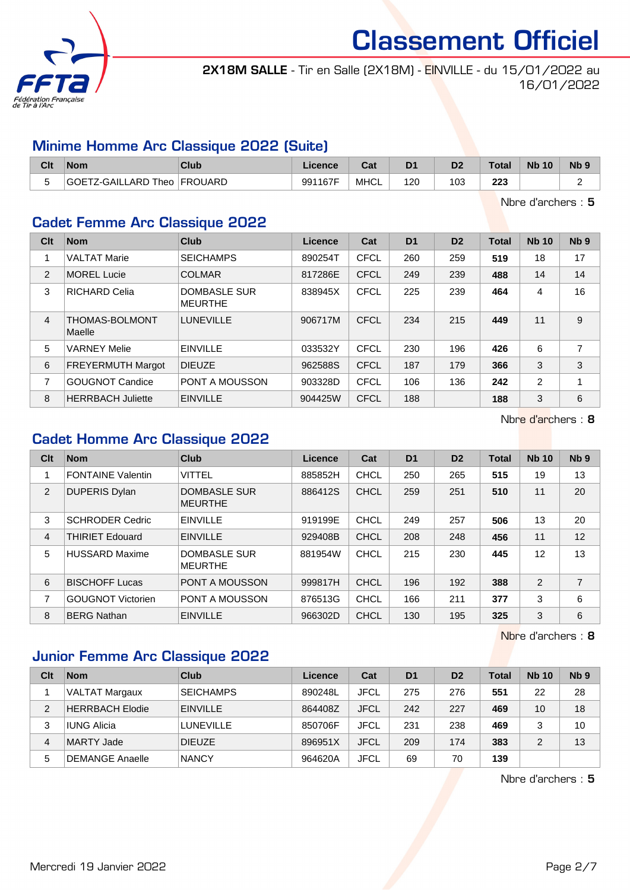# Classement Officiel

**2X18M SALLE** - Tir en Salle (2X18M) - EINVILLE - du 15/01/2022 au 16/01/2022

## Minime Homme Arc Classique 2022 (Suite)

| Clt | Nom | Club | Licence | Cat | D1 | D2 | Total | Nb 10 | Nb 9 |
|---|---|---|---|---|---|---|---|---|---|
| 5 | GOETZ-GAILLARD Theo | FROUARD | 991167F | MHCL | 120 | 103 | **223** | | 2 |

Nbre d'archers : **5**

## Cadet Femme Arc Classique 2022

| Clt | Nom | Club | Licence | Cat | D1 | D2 | Total | Nb 10 | Nb 9 |
|---|---|---|---|---|---|---|---|---|---|
| 1 | VALTAT Marie | SEICHAMPS | 890254T | CFCL | 260 | 259 | **519** | 18 | 17 |
| 2 | MOREL Lucie | COLMAR | 817286E | CFCL | 249 | 239 | **488** | 14 | 14 |
| 3 | RICHARD Celia | DOMBASLE SUR MEURTHE | 838945X | CFCL | 225 | 239 | **464** | 4 | 16 |
| 4 | THOMAS-BOLMONT Maelle | LUNEVILLE | 906717M | CFCL | 234 | 215 | **449** | 11 | 9 |
| 5 | VARNEY Melie | EINVILLE | 033532Y | CFCL | 230 | 196 | **426** | 6 | 7 |
| 6 | FREYERMUTH Margot | DIEUZE | 962588S | CFCL | 187 | 179 | **366** | 3 | 3 |
| 7 | GOUGNOT Candice | PONT A MOUSSON | 903328D | CFCL | 106 | 136 | **242** | 2 | 1 |
| 8 | HERRBACH Juliette | EINVILLE | 904425W | CFCL | 188 | | **188** | 3 | 6 |

Nbre d'archers : **8**

## Cadet Homme Arc Classique 2022

| Clt | Nom | Club | Licence | Cat | D1 | D2 | Total | Nb 10 | Nb 9 |
|---|---|---|---|---|---|---|---|---|---|
| 1 | FONTAINE Valentin | VITTEL | 885852H | CHCL | 250 | 265 | **515** | 19 | 13 |
| 2 | DUPERIS Dylan | DOMBASLE SUR MEURTHE | 886412S | CHCL | 259 | 251 | **510** | 11 | 20 |
| 3 | SCHRODER Cedric | EINVILLE | 919199E | CHCL | 249 | 257 | **506** | 13 | 20 |
| 4 | THIRIET Edouard | EINVILLE | 929408B | CHCL | 208 | 248 | **456** | 11 | 12 |
| 5 | HUSSARD Maxime | DOMBASLE SUR MEURTHE | 881954W | CHCL | 215 | 230 | **445** | 12 | 13 |
| 6 | BISCHOFF Lucas | PONT A MOUSSON | 999817H | CHCL | 196 | 192 | **388** | 2 | 7 |
| 7 | GOUGNOT Victorien | PONT A MOUSSON | 876513G | CHCL | 166 | 211 | **377** | 3 | 6 |
| 8 | BERG Nathan | EINVILLE | 966302D | CHCL | 130 | 195 | **325** | 3 | 6 |

Nbre d'archers : **8**

## Junior Femme Arc Classique 2022

| Clt | Nom | Club | Licence | Cat | D1 | D2 | Total | Nb 10 | Nb 9 |
|---|---|---|---|---|---|---|---|---|---|
| 1 | VALTAT Margaux | SEICHAMPS | 890248L | JFCL | 275 | 276 | **551** | 22 | 28 |
| 2 | HERRBACH Elodie | EINVILLE | 864408Z | JFCL | 242 | 227 | **469** | 10 | 18 |
| 3 | IUNG Alicia | LUNEVILLE | 850706F | JFCL | 231 | 238 | **469** | 3 | 10 |
| 4 | MARTY Jade | DIEUZE | 896951X | JFCL | 209 | 174 | **383** | 2 | 13 |
| 5 | DEMANGE Anaelle | NANCY | 964620A | JFCL | 69 | 70 | **139** | | |

Nbre d'archers : **5**

Mercredi 19 Janvier 2022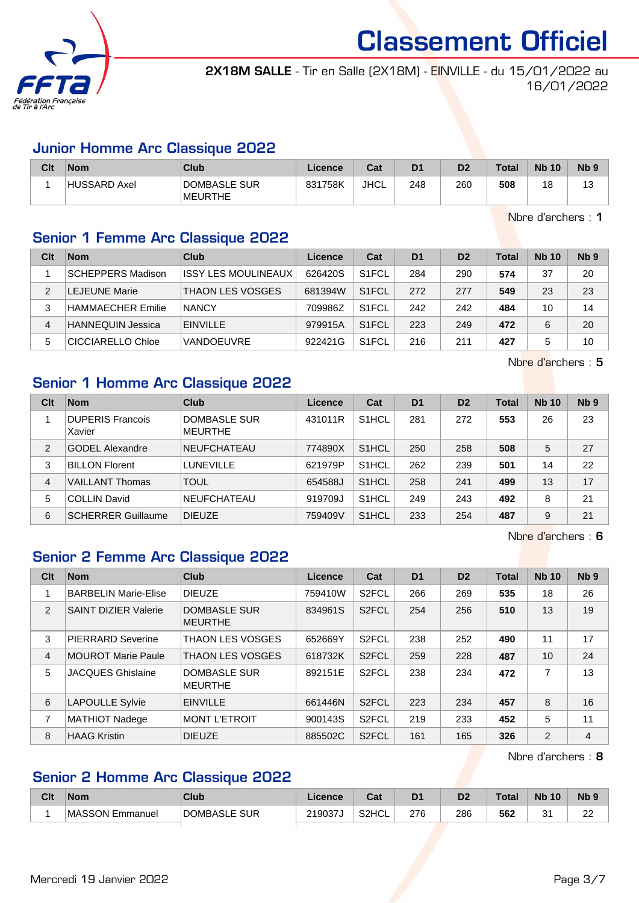# Classement Officiel

**2X18M SALLE** - Tir en Salle (2X18M) - EINVILLE - du 15/01/2022 au 16/01/2022

## Junior Homme Arc Classique 2022

| Clt | Nom | Club | Licence | Cat | D1 | D2 | Total | Nb 10 | Nb 9 |
|---|---|---|---|---|---|---|---|---|---|
| 1 | HUSSARD Axel | DOMBASLE SUR MEURTHE | 831758K | JHCL | 248 | 260 | **508** | 18 | 13 |

Nbre d'archers : **1**

## Senior 1 Femme Arc Classique 2022

| Clt | Nom | Club | Licence | Cat | D1 | D2 | Total | Nb 10 | Nb 9 |
|---|---|---|---|---|---|---|---|---|---|
| 1 | SCHEPPERS Madison | ISSY LES MOULINEAUX | 626420S | S1FCL | 284 | 290 | **574** | 37 | 20 |
| 2 | LEJEUNE Marie | THAON LES VOSGES | 681394W | S1FCL | 272 | 277 | **549** | 23 | 23 |
| 3 | HAMMAECHER Emilie | NANCY | 709986Z | S1FCL | 242 | 242 | **484** | 10 | 14 |
| 4 | HANNEQUIN Jessica | EINVILLE | 979915A | S1FCL | 223 | 249 | **472** | 6 | 20 |
| 5 | CICCIARELLO Chloe | VANDOEUVRE | 922421G | S1FCL | 216 | 211 | **427** | 5 | 10 |

Nbre d'archers : **5**

## Senior 1 Homme Arc Classique 2022

| Clt | Nom | Club | Licence | Cat | D1 | D2 | Total | Nb 10 | Nb 9 |
|---|---|---|---|---|---|---|---|---|---|
| 1 | DUPERIS Francois Xavier | DOMBASLE SUR MEURTHE | 431011R | S1HCL | 281 | 272 | **553** | 26 | 23 |
| 2 | GODEL Alexandre | NEUFCHATEAU | 774890X | S1HCL | 250 | 258 | **508** | 5 | 27 |
| 3 | BILLON Florent | LUNEVILLE | 621979P | S1HCL | 262 | 239 | **501** | 14 | 22 |
| 4 | VAILLANT Thomas | TOUL | 654588J | S1HCL | 258 | 241 | **499** | 13 | 17 |
| 5 | COLLIN David | NEUFCHATEAU | 919709J | S1HCL | 249 | 243 | **492** | 8 | 21 |
| 6 | SCHERRER Guillaume | DIEUZE | 759409V | S1HCL | 233 | 254 | **487** | 9 | 21 |

Nbre d'archers : **6**

## Senior 2 Femme Arc Classique 2022

| Clt | Nom | Club | Licence | Cat | D1 | D2 | Total | Nb 10 | Nb 9 |
|---|---|---|---|---|---|---|---|---|---|
| 1 | BARBELIN Marie-Elise | DIEUZE | 759410W | S2FCL | 266 | 269 | **535** | 18 | 26 |
| 2 | SAINT DIZIER Valerie | DOMBASLE SUR MEURTHE | 834961S | S2FCL | 254 | 256 | **510** | 13 | 19 |
| 3 | PIERRARD Severine | THAON LES VOSGES | 652669Y | S2FCL | 238 | 252 | **490** | 11 | 17 |
| 4 | MOUROT Marie Paule | THAON LES VOSGES | 618732K | S2FCL | 259 | 228 | **487** | 10 | 24 |
| 5 | JACQUES Ghislaine | DOMBASLE SUR MEURTHE | 892151E | S2FCL | 238 | 234 | **472** | 7 | 13 |
| 6 | LAPOULLE Sylvie | EINVILLE | 661446N | S2FCL | 223 | 234 | **457** | 8 | 16 |
| 7 | MATHIOT Nadege | MONT L'ETROIT | 900143S | S2FCL | 219 | 233 | **452** | 5 | 11 |
| 8 | HAAG Kristin | DIEUZE | 885502C | S2FCL | 161 | 165 | **326** | 2 | 4 |

Nbre d'archers : **8**

## Senior 2 Homme Arc Classique 2022

| Clt | Nom | Club | Licence | Cat | D1 | D2 | Total | Nb 10 | Nb 9 |
|---|---|---|---|---|---|---|---|---|---|
| 1 | MASSON Emmanuel | DOMBASLE SUR | 219037J | S2HCL | 276 | 286 | **562** | 31 | 22 |

Mercredi 19 Janvier 2022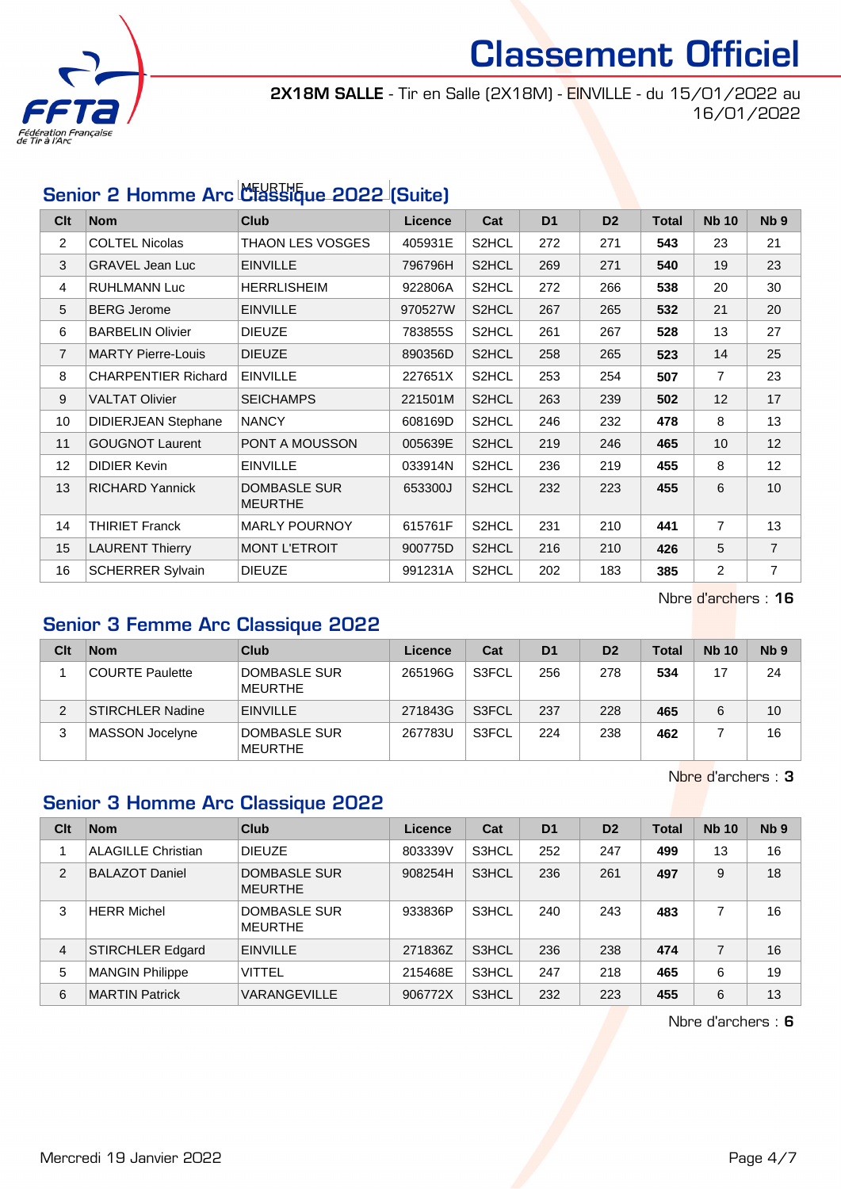# Classement Officiel

**2X18M SALLE** - Tir en Salle (2X18M) - EINVILLE - du 15/01/2022 au 16/01/2022

## Senior 2 Homme Arc Classique 2022 (Suite)

| Clt | Nom | Club | Licence | Cat | D1 | D2 | Total | Nb 10 | Nb 9 |
|---|---|---|---|---|---|---|---|---|---|
| 2 | COLTEL Nicolas | THAON LES VOSGES | 405931E | S2HCL | 272 | 271 | **543** | 23 | 21 |
| 3 | GRAVEL Jean Luc | EINVILLE | 796796H | S2HCL | 269 | 271 | **540** | 19 | 23 |
| 4 | RUHLMANN Luc | HERRLISHEIM | 922806A | S2HCL | 272 | 266 | **538** | 20 | 30 |
| 5 | BERG Jerome | EINVILLE | 970527W | S2HCL | 267 | 265 | **532** | 21 | 20 |
| 6 | BARBELIN Olivier | DIEUZE | 783855S | S2HCL | 261 | 267 | **528** | 13 | 27 |
| 7 | MARTY Pierre-Louis | DIEUZE | 890356D | S2HCL | 258 | 265 | **523** | 14 | 25 |
| 8 | CHARPENTIER Richard | EINVILLE | 227651X | S2HCL | 253 | 254 | **507** | 7 | 23 |
| 9 | VALTAT Olivier | SEICHAMPS | 221501M | S2HCL | 263 | 239 | **502** | 12 | 17 |
| 10 | DIDIERJEAN Stephane | NANCY | 608169D | S2HCL | 246 | 232 | **478** | 8 | 13 |
| 11 | GOUGNOT Laurent | PONT A MOUSSON | 005639E | S2HCL | 219 | 246 | **465** | 10 | 12 |
| 12 | DIDIER Kevin | EINVILLE | 033914N | S2HCL | 236 | 219 | **455** | 8 | 12 |
| 13 | RICHARD Yannick | DOMBASLE SUR MEURTHE | 653300J | S2HCL | 232 | 223 | **455** | 6 | 10 |
| 14 | THIRIET Franck | MARLY POURNOY | 615761F | S2HCL | 231 | 210 | **441** | 7 | 13 |
| 15 | LAURENT Thierry | MONT L'ETROIT | 900775D | S2HCL | 216 | 210 | **426** | 5 | 7 |
| 16 | SCHERRER Sylvain | DIEUZE | 991231A | S2HCL | 202 | 183 | **385** | 2 | 7 |

Nbre d'archers : **16**

## Senior 3 Femme Arc Classique 2022

| Clt | Nom | Club | Licence | Cat | D1 | D2 | Total | Nb 10 | Nb 9 |
|---|---|---|---|---|---|---|---|---|---|
| 1 | COURTE Paulette | DOMBASLE SUR MEURTHE | 265196G | S3FCL | 256 | 278 | **534** | 17 | 24 |
| 2 | STIRCHLER Nadine | EINVILLE | 271843G | S3FCL | 237 | 228 | **465** | 6 | 10 |
| 3 | MASSON Jocelyne | DOMBASLE SUR MEURTHE | 267783U | S3FCL | 224 | 238 | **462** | 7 | 16 |

Nbre d'archers : **3**

## Senior 3 Homme Arc Classique 2022

| Clt | Nom | Club | Licence | Cat | D1 | D2 | Total | Nb 10 | Nb 9 |
|---|---|---|---|---|---|---|---|---|---|
| 1 | ALAGILLE Christian | DIEUZE | 803339V | S3HCL | 252 | 247 | **499** | 13 | 16 |
| 2 | BALAZOT Daniel | DOMBASLE SUR MEURTHE | 908254H | S3HCL | 236 | 261 | **497** | 9 | 18 |
| 3 | HERR Michel | DOMBASLE SUR MEURTHE | 933836P | S3HCL | 240 | 243 | **483** | 7 | 16 |
| 4 | STIRCHLER Edgard | EINVILLE | 271836Z | S3HCL | 236 | 238 | **474** | 7 | 16 |
| 5 | MANGIN Philippe | VITTEL | 215468E | S3HCL | 247 | 218 | **465** | 6 | 19 |
| 6 | MARTIN Patrick | VARANGEVILLE | 906772X | S3HCL | 232 | 223 | **455** | 6 | 13 |

Nbre d'archers : **6**

Mercredi 19 Janvier 2022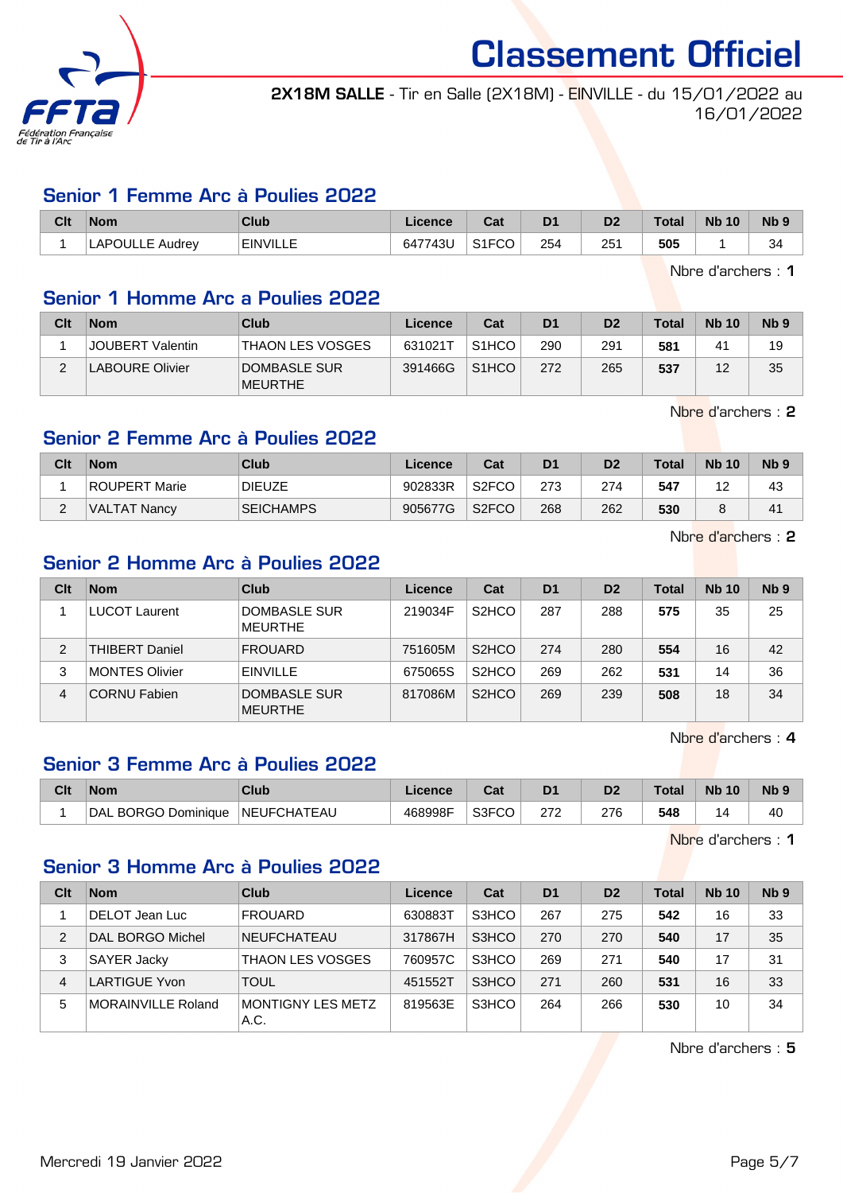# Classement Officiel

**2X18M SALLE** - Tir en Salle (2X18M) - EINVILLE - du 15/01/2022 au 16/01/2022

## Senior 1 Femme Arc à Poulies 2022

| Clt | Nom | Club | Licence | Cat | D1 | D2 | Total | Nb 10 | Nb 9 |
|---|---|---|---|---|---|---|---|---|---|
| 1 | LAPOULLE Audrey | EINVILLE | 647743U | S1FCO | 254 | 251 | **505** | 1 | 34 |

Nbre d'archers : **1**

## Senior 1 Homme Arc a Poulies 2022

| Clt | Nom | Club | Licence | Cat | D1 | D2 | Total | Nb 10 | Nb 9 |
|---|---|---|---|---|---|---|---|---|---|
| 1 | JOUBERT Valentin | THAON LES VOSGES | 631021T | S1HCO | 290 | 291 | **581** | 41 | 19 |
| 2 | LABOURE Olivier | DOMBASLE SUR MEURTHE | 391466G | S1HCO | 272 | 265 | **537** | 12 | 35 |

Nbre d'archers : **2**

## Senior 2 Femme Arc à Poulies 2022

| Clt | Nom | Club | Licence | Cat | D1 | D2 | Total | Nb 10 | Nb 9 |
|---|---|---|---|---|---|---|---|---|---|
| 1 | ROUPERT Marie | DIEUZE | 902833R | S2FCO | 273 | 274 | **547** | 12 | 43 |
| 2 | VALTAT Nancy | SEICHAMPS | 905677G | S2FCO | 268 | 262 | **530** | 8 | 41 |

Nbre d'archers : **2**

## Senior 2 Homme Arc à Poulies 2022

| Clt | Nom | Club | Licence | Cat | D1 | D2 | Total | Nb 10 | Nb 9 |
|---|---|---|---|---|---|---|---|---|---|
| 1 | LUCOT Laurent | DOMBASLE SUR MEURTHE | 219034F | S2HCO | 287 | 288 | **575** | 35 | 25 |
| 2 | THIBERT Daniel | FROUARD | 751605M | S2HCO | 274 | 280 | **554** | 16 | 42 |
| 3 | MONTES Olivier | EINVILLE | 675065S | S2HCO | 269 | 262 | **531** | 14 | 36 |
| 4 | CORNU Fabien | DOMBASLE SUR MEURTHE | 817086M | S2HCO | 269 | 239 | **508** | 18 | 34 |

Nbre d'archers : **4**

## Senior 3 Femme Arc à Poulies 2022

| Clt | Nom | Club | Licence | Cat | D1 | D2 | Total | Nb 10 | Nb 9 |
|---|---|---|---|---|---|---|---|---|---|
| 1 | DAL BORGO Dominique | NEUFCHATEAU | 468998F | S3FCO | 272 | 276 | **548** | 14 | 40 |

Nbre d'archers : **1**

## Senior 3 Homme Arc à Poulies 2022

| Clt | Nom | Club | Licence | Cat | D1 | D2 | Total | Nb 10 | Nb 9 |
|---|---|---|---|---|---|---|---|---|---|
| 1 | DELOT Jean Luc | FROUARD | 630883T | S3HCO | 267 | 275 | **542** | 16 | 33 |
| 2 | DAL BORGO Michel | NEUFCHATEAU | 317867H | S3HCO | 270 | 270 | **540** | 17 | 35 |
| 3 | SAYER Jacky | THAON LES VOSGES | 760957C | S3HCO | 269 | 271 | **540** | 17 | 31 |
| 4 | LARTIGUE Yvon | TOUL | 451552T | S3HCO | 271 | 260 | **531** | 16 | 33 |
| 5 | MORAINVILLE Roland | MONTIGNY LES METZ A.C. | 819563E | S3HCO | 264 | 266 | **530** | 10 | 34 |

Nbre d'archers : **5**

Mercredi 19 Janvier 2022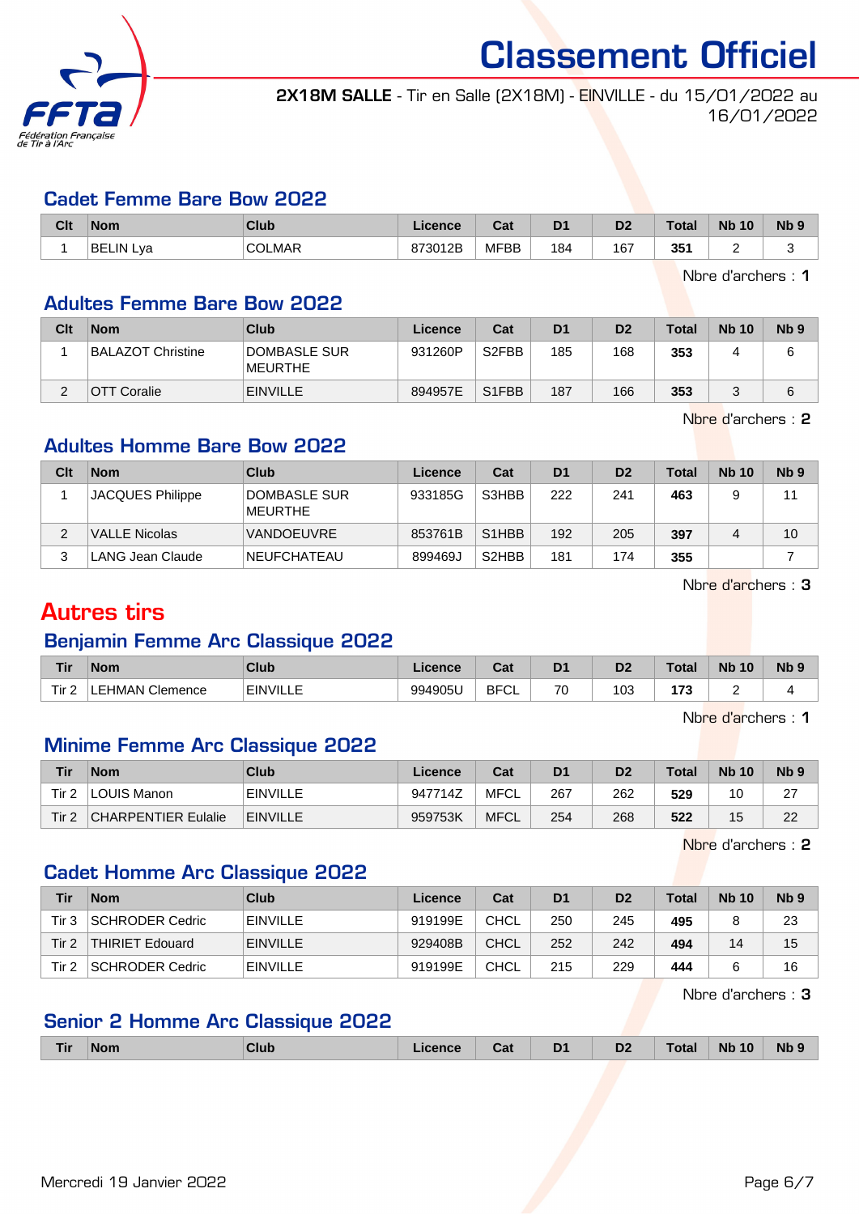# Classement Officiel

**2X18M SALLE** - Tir en Salle (2X18M) - EINVILLE - du 15/01/2022 au 16/01/2022

## Cadet Femme Bare Bow 2022

| Clt | Nom | Club | Licence | Cat | D1 | D2 | Total | Nb 10 | Nb 9 |
|---|---|---|---|---|---|---|---|---|---|
| 1 | BELIN Lya | COLMAR | 873012B | MFBB | 184 | 167 | **351** | 2 | 3 |

Nbre d'archers : **1**

## Adultes Femme Bare Bow 2022

| Clt | Nom | Club | Licence | Cat | D1 | D2 | Total | Nb 10 | Nb 9 |
|---|---|---|---|---|---|---|---|---|---|
| 1 | BALAZOT Christine | DOMBASLE SUR MEURTHE | 931260P | S2FBB | 185 | 168 | **353** | 4 | 6 |
| 2 | OTT Coralie | EINVILLE | 894957E | S1FBB | 187 | 166 | **353** | 3 | 6 |

Nbre d'archers : **2**

## Adultes Homme Bare Bow 2022

| Clt | Nom | Club | Licence | Cat | D1 | D2 | Total | Nb 10 | Nb 9 |
|---|---|---|---|---|---|---|---|---|---|
| 1 | JACQUES Philippe | DOMBASLE SUR MEURTHE | 933185G | S3HBB | 222 | 241 | **463** | 9 | 11 |
| 2 | VALLE Nicolas | VANDOEUVRE | 853761B | S1HBB | 192 | 205 | **397** | 4 | 10 |
| 3 | LANG Jean Claude | NEUFCHATEAU | 899469J | S2HBB | 181 | 174 | **355** | | 7 |

Nbre d'archers : **3**

# Autres tirs

## Benjamin Femme Arc Classique 2022

| Tir | Nom | Club | Licence | Cat | D1 | D2 | Total | Nb 10 | Nb 9 |
|---|---|---|---|---|---|---|---|---|---|
| Tir 2 | LEHMAN Clemence | EINVILLE | 994905U | BFCL | 70 | 103 | **173** | 2 | 4 |

Nbre d'archers : **1**

## Minime Femme Arc Classique 2022

| Tir | Nom | Club | Licence | Cat | D1 | D2 | Total | Nb 10 | Nb 9 |
|---|---|---|---|---|---|---|---|---|---|
| Tir 2 | LOUIS Manon | EINVILLE | 947714Z | MFCL | 267 | 262 | **529** | 10 | 27 |
| Tir 2 | CHARPENTIER Eulalie | EINVILLE | 959753K | MFCL | 254 | 268 | **522** | 15 | 22 |

Nbre d'archers : **2**

## Cadet Homme Arc Classique 2022

| Tir | Nom | Club | Licence | Cat | D1 | D2 | Total | Nb 10 | Nb 9 |
|---|---|---|---|---|---|---|---|---|---|
| Tir 3 | SCHRODER Cedric | EINVILLE | 919199E | CHCL | 250 | 245 | **495** | 8 | 23 |
| Tir 2 | THIRIET Edouard | EINVILLE | 929408B | CHCL | 252 | 242 | **494** | 14 | 15 |
| Tir 2 | SCHRODER Cedric | EINVILLE | 919199E | CHCL | 215 | 229 | **444** | 6 | 16 |

Nbre d'archers : **3**

## Senior 2 Homme Arc Classique 2022

| Tir | Nom | Club | Licence | Cat | D1 | D2 | Total | Nb 10 | Nb 9 |
|---|---|---|---|---|---|---|---|---|---|

Mercredi 19 Janvier 2022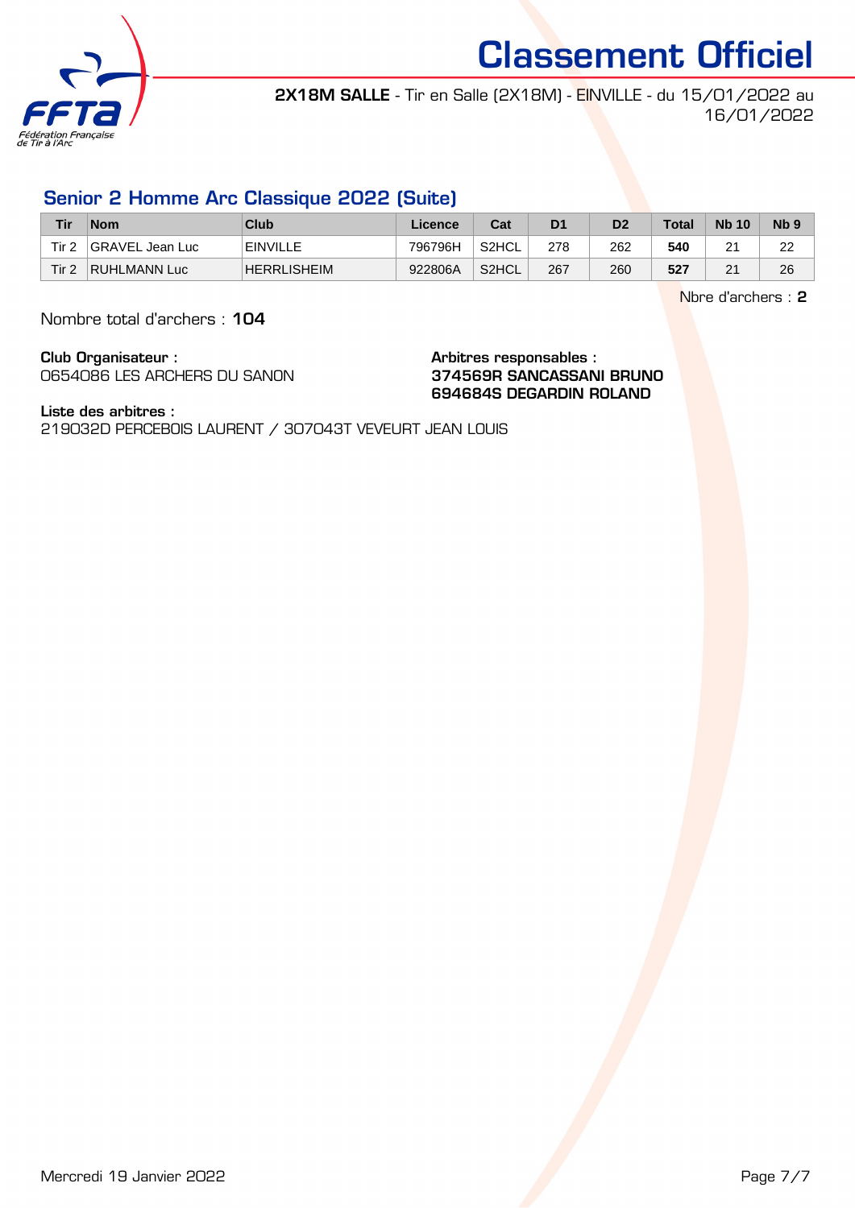# Classement Officiel

**2X18M SALLE** - Tir en Salle (2X18M) - EINVILLE - du 15/01/2022 au 16/01/2022

## Senior 2 Homme Arc Classique 2022 (Suite)

| Tir | Nom | Club | Licence | Cat | D1 | D2 | Total | Nb 10 | Nb 9 |
|---|---|---|---|---|---|---|---|---|---|
| Tir 2 | GRAVEL Jean Luc | EINVILLE | 796796H | S2HCL | 278 | 262 | **540** | 21 | 22 |
| Tir 2 | RUHLMANN Luc | HERRLISHEIM | 922806A | S2HCL | 267 | 260 | **527** | 21 | 26 |

Nbre d'archers : **2**

Nombre total d'archers : **104**

**Club Organisateur :**
0654086 LES ARCHERS DU SANON

**Arbitres responsables :**
**374569R SANCASSANI BRUNO**
**694684S DEGARDIN ROLAND**

**Liste des arbitres :**
219032D PERCEBOIS LAURENT / 307043T VEVEURT JEAN LOUIS

Mercredi 19 Janvier 2022